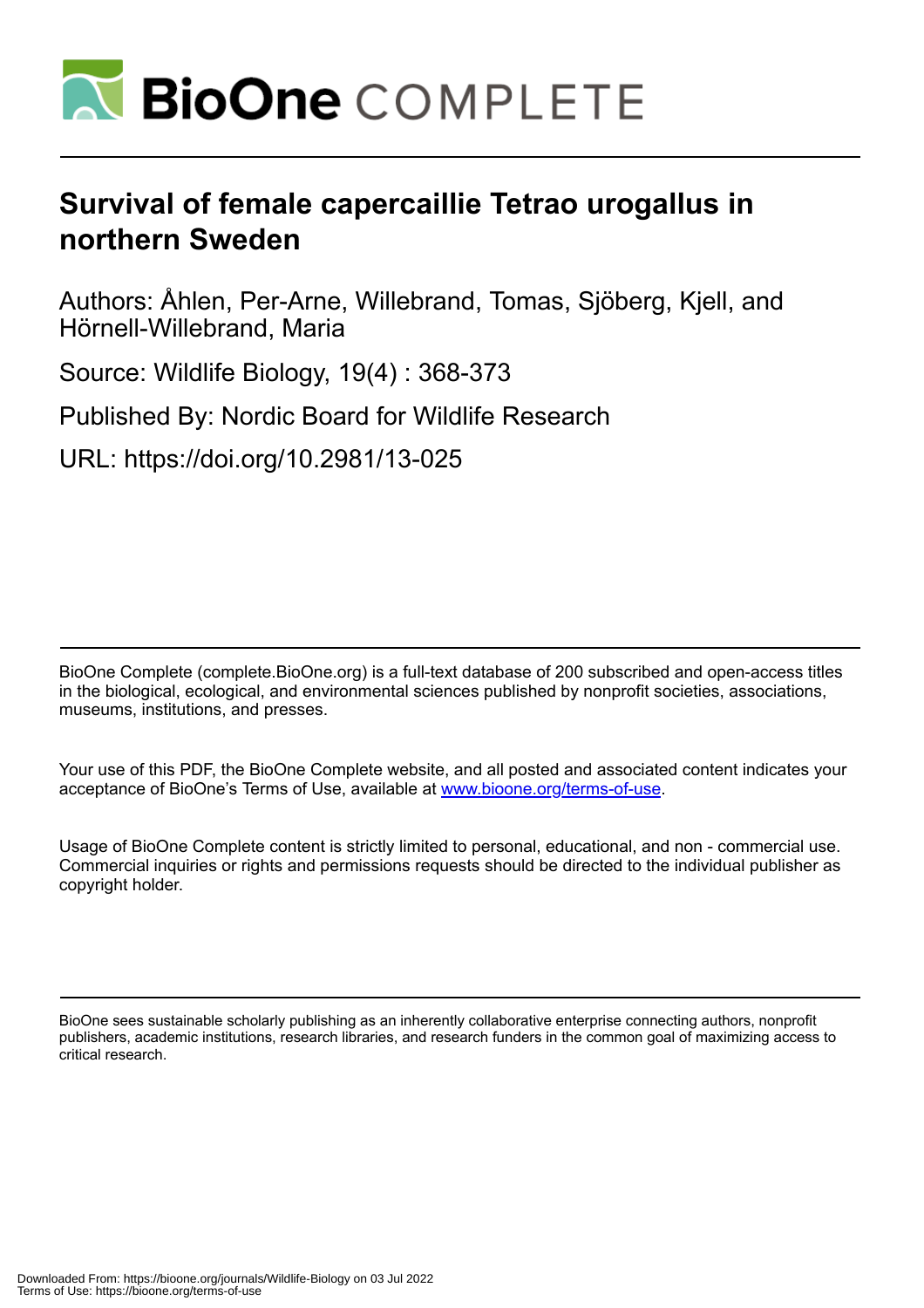# Survival of female capercaillie Tetrao urogallus in northern Sweden

Authors: Åhlen, Per-Arne, Willebrand, Tomas, Sjöberg, Kjell, and Hörnell-Willebrand, Maria

Source: Wildlife Biology, 19(4) : 368-373

Published By: Nordic Board for Wildlife Research

URL: https://doi.org/10.2981/13-025

BioOne Complete (complete.BioOne.org) is a full-text database of 200 subscribed and open-access titles in the biological, ecological, and environmental sciences published by nonprofit societies, associations, museums, institutions, and presses.

Your use of this PDF, the BioOne Complete website, and all posted and associated content indicates your acceptance of BioOne's Terms of Use, available at www.bioone.org/terms-of-use.

Usage of BioOne Complete content is strictly limited to personal, educational, and non - commercial use. Commercial inquiries or rights and permissions requests should be directed to the individual publisher as copyright holder.

BioOne sees sustainable scholarly publishing as an inherently collaborative enterprise connecting authors, nonprofit publishers, academic institutions, research libraries, and research funders in the common goal of maximizing access to critical research.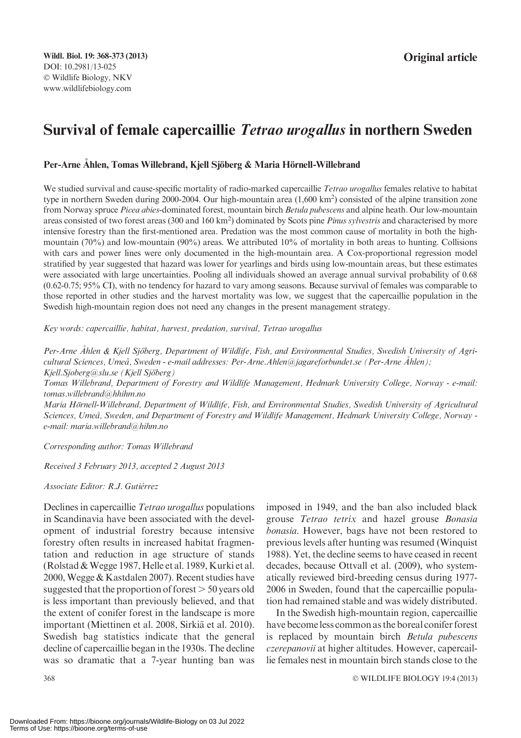Wildl. Biol. 19: 368-373 (2013)
DOI: 10.2981/13-025
© Wildlife Biology, NKV
www.wildlifebiology.com

**Original article**

# Survival of female capercaillie *Tetrao urogallus* in northern Sweden

**Per-Arne Åhlen, Tomas Willebrand, Kjell Sjöberg & Maria Hörnell-Willebrand**

We studied survival and cause-specific mortality of radio-marked capercaillie *Tetrao urogallus* females relative to habitat type in northern Sweden during 2000-2004. Our high-mountain area (1,600 km$^2$) consisted of the alpine transition zone from Norway spruce *Picea abies*-dominated forest, mountain birch *Betula pubescens* and alpine heath. Our low-mountain areas consisted of two forest areas (300 and 160 km$^2$) dominated by Scots pine *Pinus sylvestris* and characterised by more intensive forestry than the first-mentioned area. Predation was the most common cause of mortality in both the high-mountain (70%) and low-mountain (90%) areas. We attributed 10% of mortality in both areas to hunting. Collisions with cars and power lines were only documented in the high-mountain area. A Cox-proportional regression model stratified by year suggested that hazard was lower for yearlings and birds using low-mountain areas, but these estimates were associated with large uncertainties. Pooling all individuals showed an average annual survival probability of 0.68 (0.62-0.75; 95% CI), with no tendency for hazard to vary among seasons. Because survival of females was comparable to those reported in other studies and the harvest mortality was low, we suggest that the capercaillie population in the Swedish high-mountain region does not need any changes in the present management strategy.

*Key words: capercaillie, habitat, harvest, predation, survival, Tetrao urogallus*

*Per-Arne Åhlen & Kjell Sjöberg, Department of Wildlife, Fish, and Environmental Studies, Swedish University of Agricultural Sciences, Umeå, Sweden - e-mail addresses: Per-Arne.Ahlen@jagareforbundet.se (Per-Arne Åhlen); Kjell.Sjoberg@slu.se (Kjell Sjöberg)*

*Tomas Willebrand, Department of Forestry and Wildlife Management, Hedmark University College, Norway - e-mail: tomas.willebrand@hhihm.no*

*Maria Hörnell-Willebrand, Department of Wildlife, Fish, and Environmental Studies, Swedish University of Agricultural Sciences, Umeå, Sweden, and Department of Forestry and Wildlife Management, Hedmark University College, Norway - e-mail: maria.willebrand@hihm.no*

*Corresponding author: Tomas Willebrand*

*Received 3 February 2013, accepted 2 August 2013*

*Associate Editor: R.J. Gutiérrez*

Declines in capercaillie *Tetrao urogallus* populations in Scandinavia have been associated with the development of industrial forestry because intensive forestry often results in increased habitat fragmentation and reduction in age structure of stands (Rolstad & Wegge 1987, Helle et al. 1989, Kurki et al. 2000, Wegge & Kastdalen 2007). Recent studies have suggested that the proportion of forest > 50 years old is less important than previously believed, and that the extent of conifer forest in the landscape is more important (Miettinen et al. 2008, Sirkiä et al. 2010). Swedish bag statistics indicate that the general decline of capercaillie began in the 1930s. The decline was so dramatic that a 7-year hunting ban was imposed in 1949, and the ban also included black grouse *Tetrao tetrix* and hazel grouse *Bonasia bonasia*. However, bags have not been restored to previous levels after hunting was resumed (Winquist 1988). Yet, the decline seems to have ceased in recent decades, because Ottvall et al. (2009), who systematically reviewed bird-breeding census during 1977-2006 in Sweden, found that the capercaillie population had remained stable and was widely distributed.

In the Swedish high-mountain region, capercaillie have become less common as the boreal conifer forest is replaced by mountain birch *Betula pubescens czerepanovii* at higher altitudes. However, capercaillie females nest in mountain birch stands close to the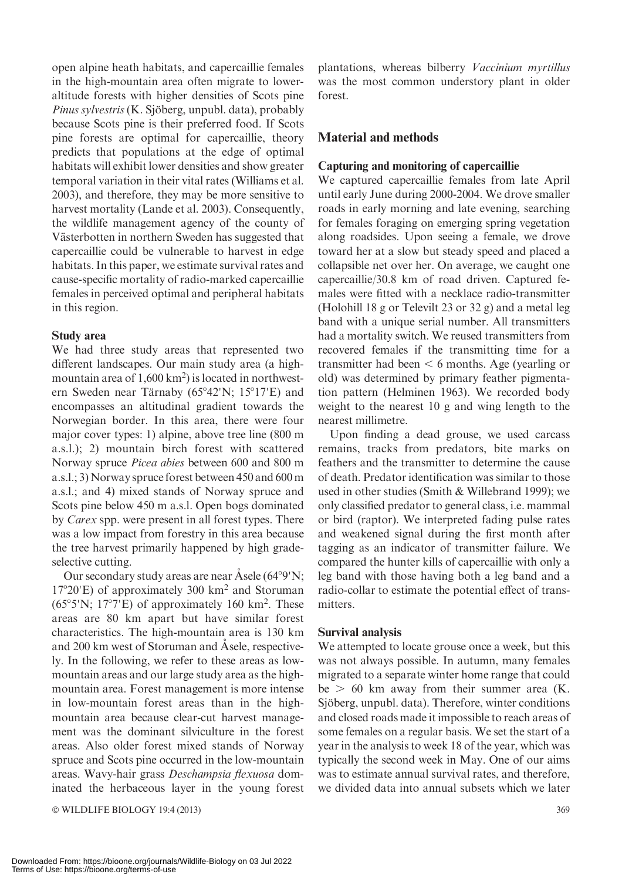open alpine heath habitats, and capercaillie females in the high-mountain area often migrate to lower-altitude forests with higher densities of Scots pine *Pinus sylvestris* (K. Sjöberg, unpubl. data), probably because Scots pine is their preferred food. If Scots pine forests are optimal for capercaillie, theory predicts that populations at the edge of optimal habitats will exhibit lower densities and show greater temporal variation in their vital rates (Williams et al. 2003), and therefore, they may be more sensitive to harvest mortality (Lande et al. 2003). Consequently, the wildlife management agency of the county of Västerbotten in northern Sweden has suggested that capercaillie could be vulnerable to harvest in edge habitats. In this paper, we estimate survival rates and cause-specific mortality of radio-marked capercaillie females in perceived optimal and peripheral habitats in this region.

### Study area

We had three study areas that represented two different landscapes. Our main study area (a high-mountain area of 1,600 km$^2$) is located in northwestern Sweden near Tärnaby (65°42'N; 15°17'E) and encompasses an altitudinal gradient towards the Norwegian border. In this area, there were four major cover types: 1) alpine, above tree line (800 m a.s.l.); 2) mountain birch forest with scattered Norway spruce *Picea abies* between 600 and 800 m a.s.l.; 3) Norway spruce forest between 450 and 600 m a.s.l.; and 4) mixed stands of Norway spruce and Scots pine below 450 m a.s.l. Open bogs dominated by *Carex* spp. were present in all forest types. There was a low impact from forestry in this area because the tree harvest primarily happened by high grade-selective cutting.

Our secondary study areas are near Åsele (64°9'N; 17°20'E) of approximately 300 km$^2$ and Storuman (65°5'N; 17°7'E) of approximately 160 km$^2$. These areas are 80 km apart but have similar forest characteristics. The high-mountain area is 130 km and 200 km west of Storuman and Åsele, respectively. In the following, we refer to these areas as low-mountain areas and our large study area as the high-mountain area. Forest management is more intense in low-mountain forest areas than in the high-mountain area because clear-cut harvest management was the dominant silviculture in the forest areas. Also older forest mixed stands of Norway spruce and Scots pine occurred in the low-mountain areas. Wavy-hair grass *Deschampsia flexuosa* dominated the herbaceous layer in the young forest plantations, whereas bilberry *Vaccinium myrtillus* was the most common understory plant in older forest.

## Material and methods

### Capturing and monitoring of capercaillie

We captured capercaillie females from late April until early June during 2000-2004. We drove smaller roads in early morning and late evening, searching for females foraging on emerging spring vegetation along roadsides. Upon seeing a female, we drove toward her at a slow but steady speed and placed a collapsible net over her. On average, we caught one capercaillie/30.8 km of road driven. Captured females were fitted with a necklace radio-transmitter (Holohill 18 g or Televilt 23 or 32 g) and a metal leg band with a unique serial number. All transmitters had a mortality switch. We reused transmitters from recovered females if the transmitting time for a transmitter had been < 6 months. Age (yearling or old) was determined by primary feather pigmentation pattern (Helminen 1963). We recorded body weight to the nearest 10 g and wing length to the nearest millimetre.

Upon finding a dead grouse, we used carcass remains, tracks from predators, bite marks on feathers and the transmitter to determine the cause of death. Predator identification was similar to those used in other studies (Smith & Willebrand 1999); we only classified predator to general class, i.e. mammal or bird (raptor). We interpreted fading pulse rates and weakened signal during the first month after tagging as an indicator of transmitter failure. We compared the hunter kills of capercaillie with only a leg band with those having both a leg band and a radio-collar to estimate the potential effect of transmitters.

### Survival analysis

We attempted to locate grouse once a week, but this was not always possible. In autumn, many females migrated to a separate winter home range that could be > 60 km away from their summer area (K. Sjöberg, unpubl. data). Therefore, winter conditions and closed roads made it impossible to reach areas of some females on a regular basis. We set the start of a year in the analysis to week 18 of the year, which was typically the second week in May. One of our aims was to estimate annual survival rates, and therefore, we divided data into annual subsets which we later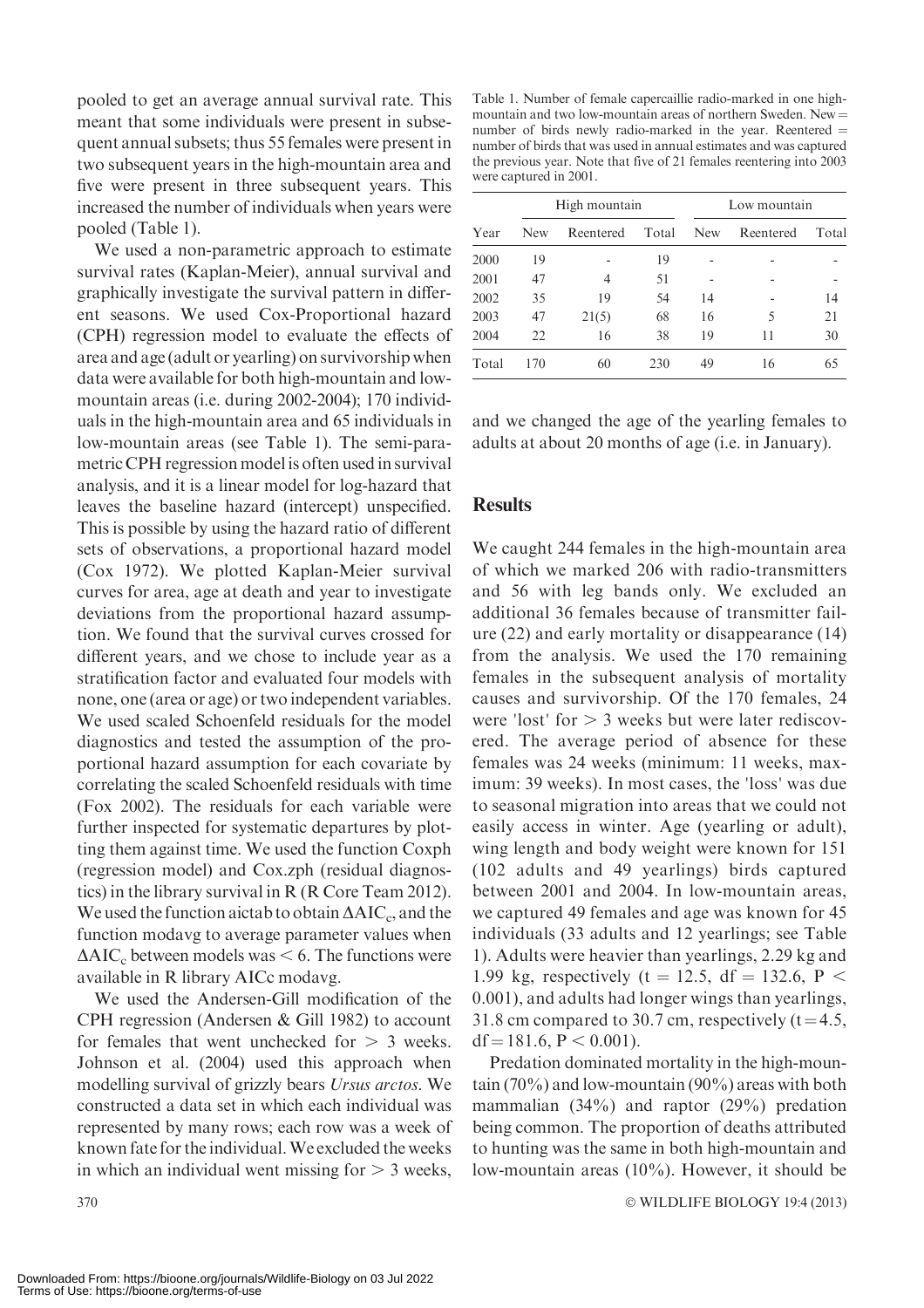pooled to get an average annual survival rate. This meant that some individuals were present in subsequent annual subsets; thus 55 females were present in two subsequent years in the high-mountain area and five were present in three subsequent years. This increased the number of individuals when years were pooled (Table 1).

We used a non-parametric approach to estimate survival rates (Kaplan-Meier), annual survival and graphically investigate the survival pattern in different seasons. We used Cox-Proportional hazard (CPH) regression model to evaluate the effects of area and age (adult or yearling) on survivorship when data were available for both high-mountain and low-mountain areas (i.e. during 2002-2004); 170 individuals in the high-mountain area and 65 individuals in low-mountain areas (see Table 1). The semi-parametric CPH regression model is often used in survival analysis, and it is a linear model for log-hazard that leaves the baseline hazard (intercept) unspecified. This is possible by using the hazard ratio of different sets of observations, a proportional hazard model (Cox 1972). We plotted Kaplan-Meier survival curves for area, age at death and year to investigate deviations from the proportional hazard assumption. We found that the survival curves crossed for different years, and we chose to include year as a stratification factor and evaluated four models with none, one (area or age) or two independent variables. We used scaled Schoenfeld residuals for the model diagnostics and tested the assumption of the proportional hazard assumption for each covariate by correlating the scaled Schoenfeld residuals with time (Fox 2002). The residuals for each variable were further inspected for systematic departures by plotting them against time. We used the function Coxph (regression model) and Cox.zph (residual diagnostics) in the library survival in R (R Core Team 2012). We used the function aictab to obtain $\Delta AIC_c$, and the function modavg to average parameter values when $\Delta AIC_c$ between models was $< 6$. The functions were available in R library AICc modavg.

We used the Andersen-Gill modification of the CPH regression (Andersen & Gill 1982) to account for females that went unchecked for $> 3$ weeks. Johnson et al. (2004) used this approach when modelling survival of grizzly bears *Ursus arctos*. We constructed a data set in which each individual was represented by many rows; each row was a week of known fate for the individual. We excluded the weeks in which an individual went missing for $> 3$ weeks, and we changed the age of the yearling females to adults at about 20 months of age (i.e. in January).

Table 1. Number of female capercaillie radio-marked in one high-mountain and two low-mountain areas of northern Sweden. New = number of birds newly radio-marked in the year. Reentered = number of birds that was used in annual estimates and was captured the previous year. Note that five of 21 females reentering into 2003 were captured in 2001.

| | High mountain | | | Low mountain | | |
|---|---|---|---|---|---|---|
| Year | New | Reentered | Total | New | Reentered | Total |
| 2000 | 19 | - | 19 | - | - | - |
| 2001 | 47 | 4 | 51 | - | - | - |
| 2002 | 35 | 19 | 54 | 14 | - | 14 |
| 2003 | 47 | 21(5) | 68 | 16 | 5 | 21 |
| 2004 | 22 | 16 | 38 | 19 | 11 | 30 |
| Total | 170 | 60 | 230 | 49 | 16 | 65 |

## Results

We caught 244 females in the high-mountain area of which we marked 206 with radio-transmitters and 56 with leg bands only. We excluded an additional 36 females because of transmitter failure (22) and early mortality or disappearance (14) from the analysis. We used the 170 remaining females in the subsequent analysis of mortality causes and survivorship. Of the 170 females, 24 were 'lost' for $> 3$ weeks but were later rediscovered. The average period of absence for these females was 24 weeks (minimum: 11 weeks, maximum: 39 weeks). In most cases, the 'loss' was due to seasonal migration into areas that we could not easily access in winter. Age (yearling or adult), wing length and body weight were known for 151 (102 adults and 49 yearlings) birds captured between 2001 and 2004. In low-mountain areas, we captured 49 females and age was known for 45 individuals (33 adults and 12 yearlings; see Table 1). Adults were heavier than yearlings, 2.29 kg and 1.99 kg, respectively ($t = 12.5$, $df = 132.6$, $P < 0.001$), and adults had longer wings than yearlings, 31.8 cm compared to 30.7 cm, respectively ($t = 4.5$, $df = 181.6$, $P < 0.001$).

Predation dominated mortality in the high-mountain (70%) and low-mountain (90%) areas with both mammalian (34%) and raptor (29%) predation being common. The proportion of deaths attributed to hunting was the same in both high-mountain and low-mountain areas (10%). However, it should be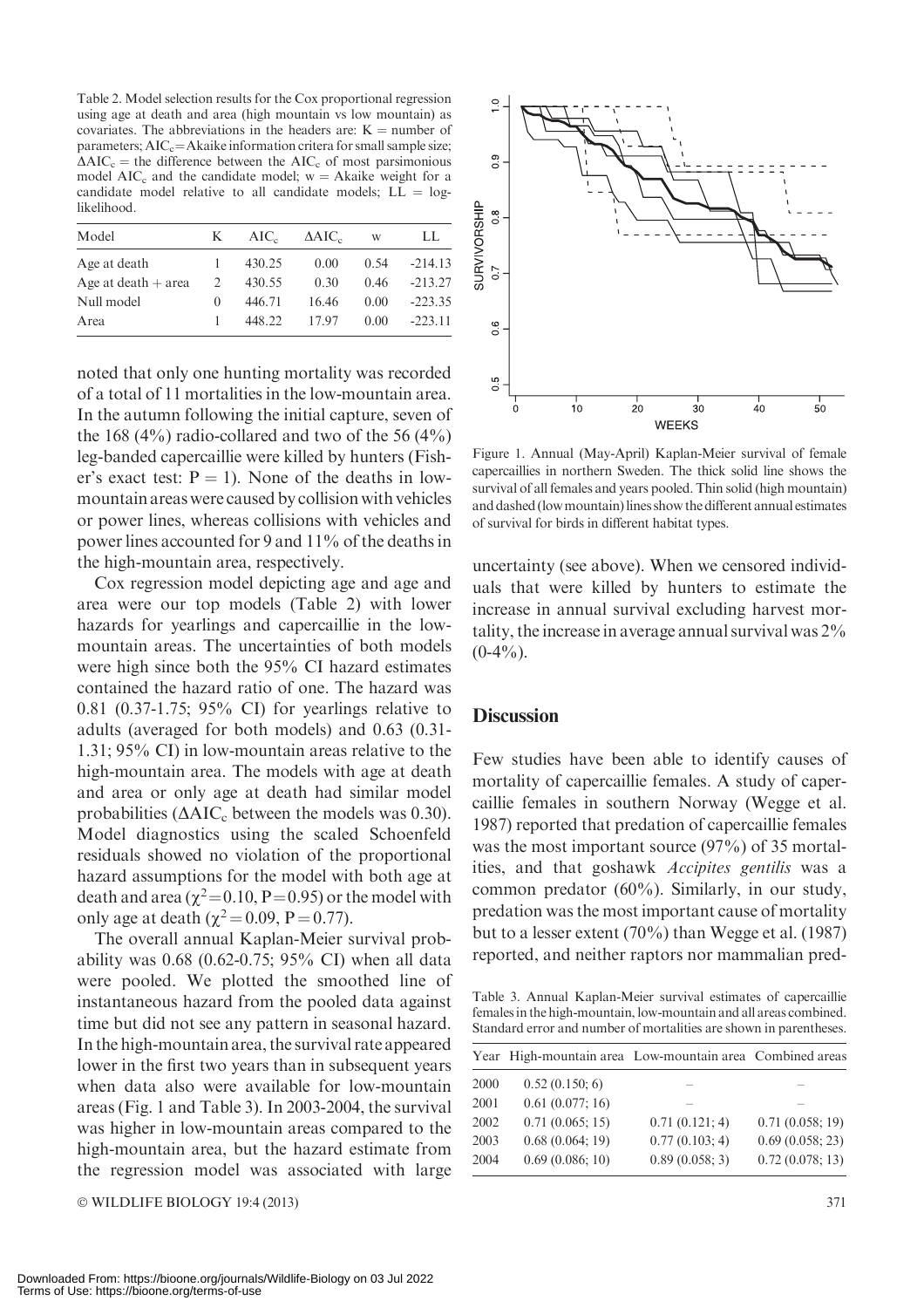Table 2. Model selection results for the Cox proportional regression using age at death and area (high mountain vs low mountain) as covariates. The abbreviations in the headers are: K = number of parameters; $AIC_c$ = Akaike information critera for small sample size; $\Delta AIC_c$ = the difference between the $AIC_c$ of most parsimonious model $AIC_c$ and the candidate model; w = Akaike weight for a candidate model relative to all candidate models; LL = log-likelihood.

| Model | K | $AIC_c$ | $\Delta AIC_c$ | w | LL |
|---|---|---|---|---|---|
| Age at death | 1 | 430.25 | 0.00 | 0.54 | -214.13 |
| Age at death + area | 2 | 430.55 | 0.30 | 0.46 | -213.27 |
| Null model | 0 | 446.71 | 16.46 | 0.00 | -223.35 |
| Area | 1 | 448.22 | 17.97 | 0.00 | -223.11 |

noted that only one hunting mortality was recorded of a total of 11 mortalities in the low-mountain area. In the autumn following the initial capture, seven of the 168 (4%) radio-collared and two of the 56 (4%) leg-banded capercaillie were killed by hunters (Fisher's exact test: P = 1). None of the deaths in low-mountain areas were caused by collision with vehicles or power lines, whereas collisions with vehicles and power lines accounted for 9 and 11% of the deaths in the high-mountain area, respectively.

Cox regression model depicting age and age and area were our top models (Table 2) with lower hazards for yearlings and capercaillie in the low-mountain areas. The uncertainties of both models were high since both the 95% CI hazard estimates contained the hazard ratio of one. The hazard was 0.81 (0.37-1.75; 95% CI) for yearlings relative to adults (averaged for both models) and 0.63 (0.31-1.31; 95% CI) in low-mountain areas relative to the high-mountain area. The models with age at death and area or only age at death had similar model probabilities ($\Delta AIC_c$ between the models was 0.30). Model diagnostics using the scaled Schoenfeld residuals showed no violation of the proportional hazard assumptions for the model with both age at death and area ($\chi^2 = 0.10$, P = 0.95) or the model with only age at death ($\chi^2 = 0.09$, P = 0.77).

The overall annual Kaplan-Meier survival probability was 0.68 (0.62-0.75; 95% CI) when all data were pooled. We plotted the smoothed line of instantaneous hazard from the pooled data against time but did not see any pattern in seasonal hazard. In the high-mountain area, the survival rate appeared lower in the first two years than in subsequent years when data also were available for low-mountain areas (Fig. 1 and Table 3). In 2003-2004, the survival was higher in low-mountain areas compared to the high-mountain area, but the hazard estimate from the regression model was associated with large uncertainty (see above). When we censored individuals that were killed by hunters to estimate the increase in annual survival excluding harvest mortality, the increase in average annual survival was 2% (0-4%).

Figure 1. Annual (May-April) Kaplan-Meier survival of female capercaillies in northern Sweden. The thick solid line shows the survival of all females and years pooled. Thin solid (high mountain) and dashed (low mountain) lines show the different annual estimates of survival for birds in different habitat types.

## Discussion

Few studies have been able to identify causes of mortality of capercaillie females. A study of capercaillie females in southern Norway (Wegge et al. 1987) reported that predation of capercaillie females was the most important source (97%) of 35 mortalities, and that goshawk *Accipites gentilis* was a common predator (60%). Similarly, in our study, predation was the most important cause of mortality but to a lesser extent (70%) than Wegge et al. (1987) reported, and neither raptors nor mammalian pred-

Table 3. Annual Kaplan-Meier survival estimates of capercaillie females in the high-mountain, low-mountain and all areas combined. Standard error and number of mortalities are shown in parentheses.

| Year | High-mountain area | Low-mountain area | Combined areas |
|---|---|---|---|
| 2000 | 0.52 (0.150; 6) | – | – |
| 2001 | 0.61 (0.077; 16) | – | – |
| 2002 | 0.71 (0.065; 15) | 0.71 (0.121; 4) | 0.71 (0.058; 19) |
| 2003 | 0.68 (0.064; 19) | 0.77 (0.103; 4) | 0.69 (0.058; 23) |
| 2004 | 0.69 (0.086; 10) | 0.89 (0.058; 3) | 0.72 (0.078; 13) |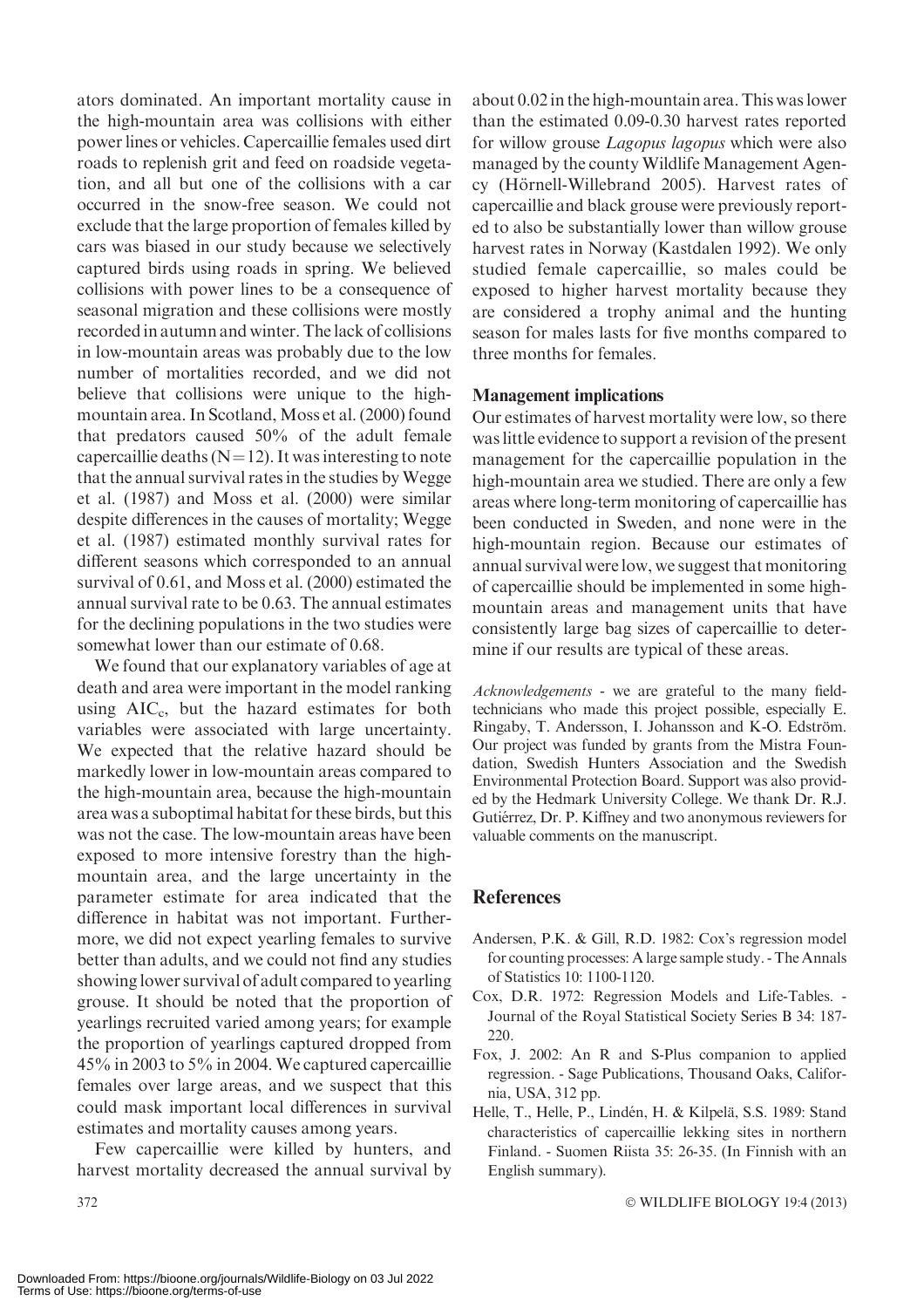ators dominated. An important mortality cause in the high-mountain area was collisions with either power lines or vehicles. Capercaillie females used dirt roads to replenish grit and feed on roadside vegetation, and all but one of the collisions with a car occurred in the snow-free season. We could not exclude that the large proportion of females killed by cars was biased in our study because we selectively captured birds using roads in spring. We believed collisions with power lines to be a consequence of seasonal migration and these collisions were mostly recorded in autumn and winter. The lack of collisions in low-mountain areas was probably due to the low number of mortalities recorded, and we did not believe that collisions were unique to the high-mountain area. In Scotland, Moss et al. (2000) found that predators caused 50% of the adult female capercaillie deaths (N=12). It was interesting to note that the annual survival rates in the studies by Wegge et al. (1987) and Moss et al. (2000) were similar despite differences in the causes of mortality; Wegge et al. (1987) estimated monthly survival rates for different seasons which corresponded to an annual survival of 0.61, and Moss et al. (2000) estimated the annual survival rate to be 0.63. The annual estimates for the declining populations in the two studies were somewhat lower than our estimate of 0.68.

We found that our explanatory variables of age at death and area were important in the model ranking using $AIC_c$, but the hazard estimates for both variables were associated with large uncertainty. We expected that the relative hazard should be markedly lower in low-mountain areas compared to the high-mountain area, because the high-mountain area was a suboptimal habitat for these birds, but this was not the case. The low-mountain areas have been exposed to more intensive forestry than the high-mountain area, and the large uncertainty in the parameter estimate for area indicated that the difference in habitat was not important. Furthermore, we did not expect yearling females to survive better than adults, and we could not find any studies showing lower survival of adult compared to yearling grouse. It should be noted that the proportion of yearlings recruited varied among years; for example the proportion of yearlings captured dropped from 45% in 2003 to 5% in 2004. We captured capercaillie females over large areas, and we suspect that this could mask important local differences in survival estimates and mortality causes among years.

Few capercaillie were killed by hunters, and harvest mortality decreased the annual survival by about 0.02 in the high-mountain area. This was lower than the estimated 0.09-0.30 harvest rates reported for willow grouse *Lagopus lagopus* which were also managed by the county Wildlife Management Agency (Hörnell-Willebrand 2005). Harvest rates of capercaillie and black grouse were previously reported to also be substantially lower than willow grouse harvest rates in Norway (Kastdalen 1992). We only studied female capercaillie, so males could be exposed to higher harvest mortality because they are considered a trophy animal and the hunting season for males lasts for five months compared to three months for females.

### Management implications

Our estimates of harvest mortality were low, so there was little evidence to support a revision of the present management for the capercaillie population in the high-mountain area we studied. There are only a few areas where long-term monitoring of capercaillie has been conducted in Sweden, and none were in the high-mountain region. Because our estimates of annual survival were low, we suggest that monitoring of capercaillie should be implemented in some high-mountain areas and management units that have consistently large bag sizes of capercaillie to determine if our results are typical of these areas.

*Acknowledgements* - we are grateful to the many field-technicians who made this project possible, especially E. Ringaby, T. Andersson, I. Johansson and K-O. Edström. Our project was funded by grants from the Mistra Foundation, Swedish Hunters Association and the Swedish Environmental Protection Board. Support was also provided by the Hedmark University College. We thank Dr. R.J. Gutiérrez, Dr. P. Kiffney and two anonymous reviewers for valuable comments on the manuscript.

## References

Andersen, P.K. & Gill, R.D. 1982: Cox's regression model for counting processes: A large sample study. - The Annals of Statistics 10: 1100-1120.

Cox, D.R. 1972: Regression Models and Life-Tables. - Journal of the Royal Statistical Society Series B 34: 187-220.

Fox, J. 2002: An R and S-Plus companion to applied regression. - Sage Publications, Thousand Oaks, California, USA, 312 pp.

Helle, T., Helle, P., Lindén, H. & Kilpelä, S.S. 1989: Stand characteristics of capercaillie lekking sites in northern Finland. - Suomen Riista 35: 26-35. (In Finnish with an English summary).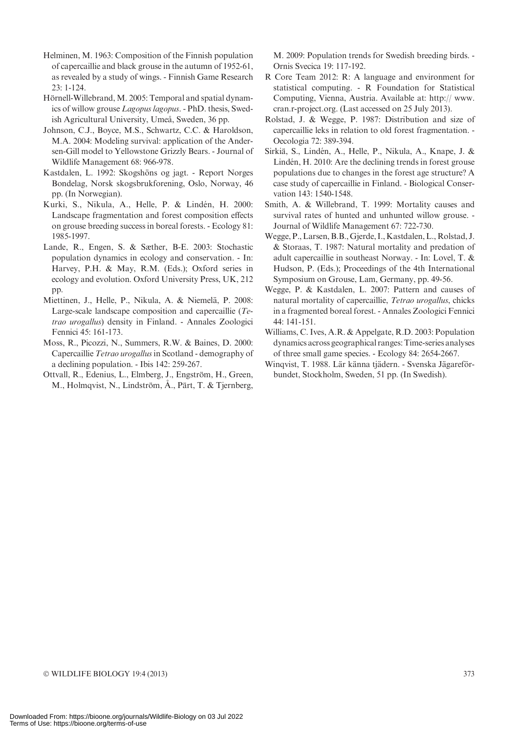Helminen, M. 1963: Composition of the Finnish population of capercaillie and black grouse in the autumn of 1952-61, as revealed by a study of wings. - Finnish Game Research 23: 1-124.

Hörnell-Willebrand, M. 2005: Temporal and spatial dynamics of willow grouse *Lagopus lagopus*. - PhD. thesis, Swedish Agricultural University, Umeå, Sweden, 36 pp.

Johnson, C.J., Boyce, M.S., Schwartz, C.C. & Haroldson, M.A. 2004: Modeling survival: application of the Andersen-Gill model to Yellowstone Grizzly Bears. - Journal of Wildlife Management 68: 966-978.

Kastdalen, L. 1992: Skogshöns og jagt. - Report Norges Bondelag, Norsk skogsbrukforening, Oslo, Norway, 46 pp. (In Norwegian).

Kurki, S., Nikula, A., Helle, P. & Lindén, H. 2000: Landscape fragmentation and forest composition effects on grouse breeding success in boreal forests. - Ecology 81: 1985-1997.

Lande, R., Engen, S. & Sæther, B-E. 2003: Stochastic population dynamics in ecology and conservation. - In: Harvey, P.H. & May, R.M. (Eds.); Oxford series in ecology and evolution. Oxford University Press, UK, 212 pp.

Miettinen, J., Helle, P., Nikula, A. & Niemelä, P. 2008: Large-scale landscape composition and capercaillie (*Tetrao urogallus*) density in Finland. - Annales Zoologici Fennici 45: 161-173.

Moss, R., Picozzi, N., Summers, R.W. & Baines, D. 2000: Capercaillie *Tetrao urogallus* in Scotland - demography of a declining population. - Ibis 142: 259-267.

Ottvall, R., Edenius, L., Elmberg, J., Engström, H., Green, M., Holmqvist, N., Lindström, Å., Pärt, T. & Tjernberg, M. 2009: Population trends for Swedish breeding birds. - Ornis Svecica 19: 117-192.

R Core Team 2012: R: A language and environment for statistical computing. - R Foundation for Statistical Computing, Vienna, Austria. Available at: http:// www.cran.r-project.org. (Last accessed on 25 July 2013).

Rolstad, J. & Wegge, P. 1987: Distribution and size of capercaillie leks in relation to old forest fragmentation. - Oecologia 72: 389-394.

Sirkiä, S., Lindén, A., Helle, P., Nikula, A., Knape, J. & Lindén, H. 2010: Are the declining trends in forest grouse populations due to changes in the forest age structure? A case study of capercaillie in Finland. - Biological Conservation 143: 1540-1548.

Smith, A. & Willebrand, T. 1999: Mortality causes and survival rates of hunted and unhunted willow grouse. - Journal of Wildlife Management 67: 722-730.

Wegge, P., Larsen, B.B., Gjerde, I., Kastdalen, L., Rolstad, J. & Storaas, T. 1987: Natural mortality and predation of adult capercaillie in southeast Norway. - In: Lovel, T. & Hudson, P. (Eds.); Proceedings of the 4th International Symposium on Grouse, Lam, Germany, pp. 49-56.

Wegge, P. & Kastdalen, L. 2007: Pattern and causes of natural mortality of capercaillie, *Tetrao urogallus*, chicks in a fragmented boreal forest. - Annales Zoologici Fennici 44: 141-151.

Williams, C. Ives, A.R. & Appelgate, R.D. 2003: Population dynamics across geographical ranges: Time-series analyses of three small game species. - Ecology 84: 2654-2667.

Winqvist, T. 1988. Lär känna tjädern. - Svenska Jägareförbundet, Stockholm, Sweden, 51 pp. (In Swedish).